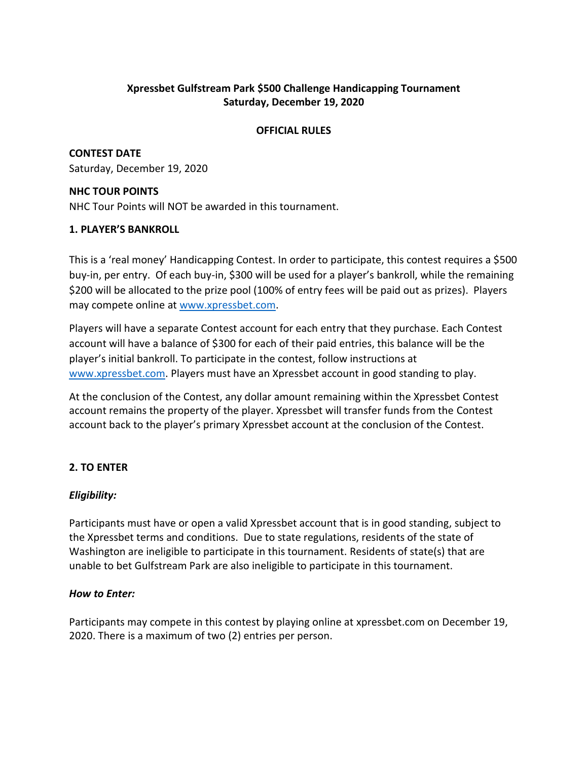# Xpressbet Gulfstream Park $500 Challenge Handicapping Tournament
# Saturday, December 19, 2020

## OFFICIAL RULES

**CONTEST DATE**
Saturday, December 19, 2020

**NHC TOUR POINTS**
NHC Tour Points will NOT be awarded in this tournament.

### 1. PLAYER'S BANKROLL

This is a 'real money' Handicapping Contest. In order to participate, this contest requires a $500 buy-in, per entry. Of each buy-in, $300 will be used for a player's bankroll, while the remaining $200 will be allocated to the prize pool (100% of entry fees will be paid out as prizes). Players may compete online at www.xpressbet.com.

Players will have a separate Contest account for each entry that they purchase. Each Contest account will have a balance of $300 for each of their paid entries, this balance will be the player's initial bankroll. To participate in the contest, follow instructions at www.xpressbet.com. Players must have an Xpressbet account in good standing to play.

At the conclusion of the Contest, any dollar amount remaining within the Xpressbet Contest account remains the property of the player. Xpressbet will transfer funds from the Contest account back to the player's primary Xpressbet account at the conclusion of the Contest.

### 2. TO ENTER

***Eligibility:***

Participants must have or open a valid Xpressbet account that is in good standing, subject to the Xpressbet terms and conditions. Due to state regulations, residents of the state of Washington are ineligible to participate in this tournament. Residents of state(s) that are unable to bet Gulfstream Park are also ineligible to participate in this tournament.

***How to Enter:***

Participants may compete in this contest by playing online at xpressbet.com on December 19, 2020. There is a maximum of two (2) entries per person.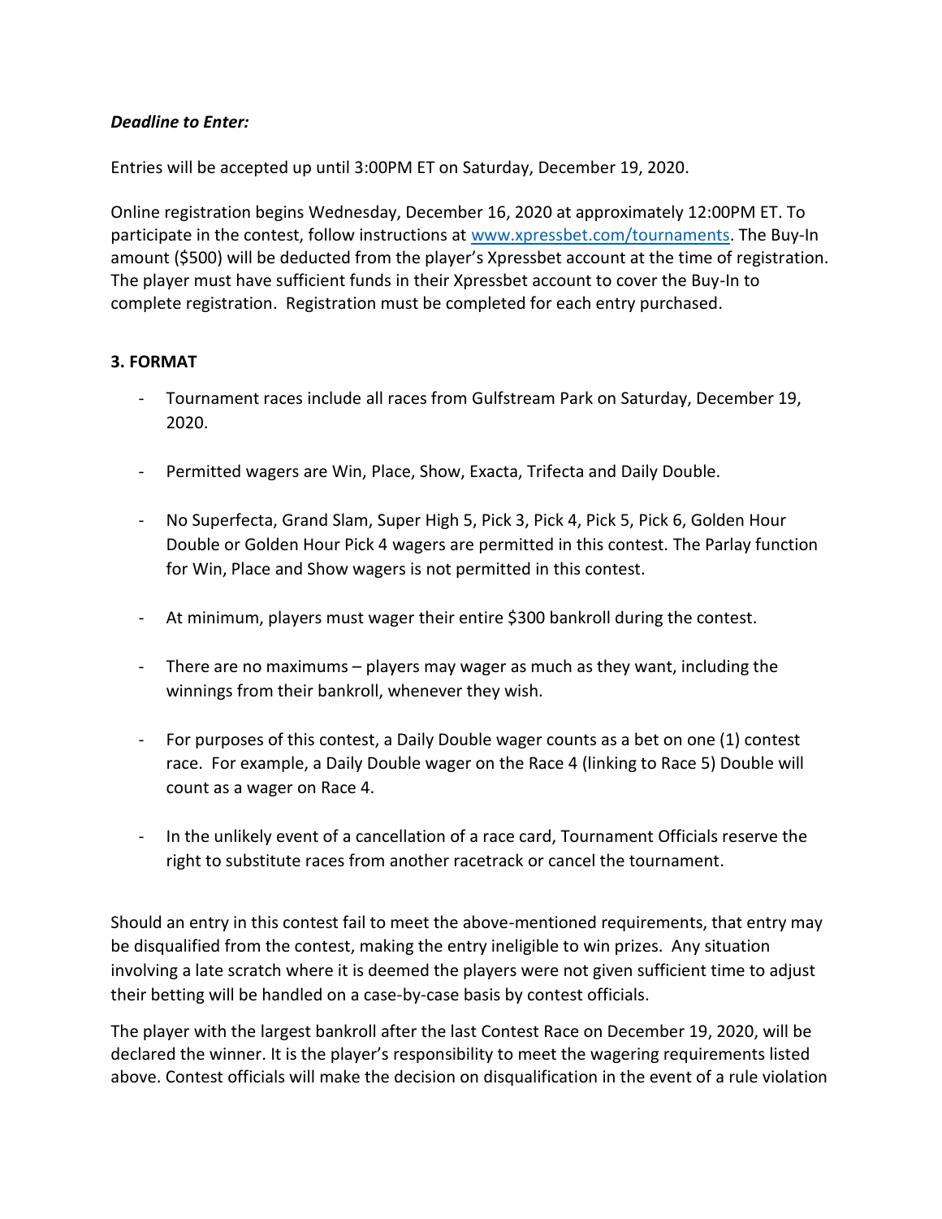***Deadline to Enter:***

Entries will be accepted up until 3:00PM ET on Saturday, December 19, 2020.

Online registration begins Wednesday, December 16, 2020 at approximately 12:00PM ET. To participate in the contest, follow instructions at [www.xpressbet.com/tournaments](www.xpressbet.com/tournaments). The Buy-In amount ($500) will be deducted from the player's Xpressbet account at the time of registration. The player must have sufficient funds in their Xpressbet account to cover the Buy-In to complete registration. Registration must be completed for each entry purchased.

**3. FORMAT**

- Tournament races include all races from Gulfstream Park on Saturday, December 19, 2020.
- Permitted wagers are Win, Place, Show, Exacta, Trifecta and Daily Double.
- No Superfecta, Grand Slam, Super High 5, Pick 3, Pick 4, Pick 5, Pick 6, Golden Hour Double or Golden Hour Pick 4 wagers are permitted in this contest. The Parlay function for Win, Place and Show wagers is not permitted in this contest.
- At minimum, players must wager their entire $300 bankroll during the contest.
- There are no maximums – players may wager as much as they want, including the winnings from their bankroll, whenever they wish.
- For purposes of this contest, a Daily Double wager counts as a bet on one (1) contest race. For example, a Daily Double wager on the Race 4 (linking to Race 5) Double will count as a wager on Race 4.
- In the unlikely event of a cancellation of a race card, Tournament Officials reserve the right to substitute races from another racetrack or cancel the tournament.

Should an entry in this contest fail to meet the above-mentioned requirements, that entry may be disqualified from the contest, making the entry ineligible to win prizes. Any situation involving a late scratch where it is deemed the players were not given sufficient time to adjust their betting will be handled on a case-by-case basis by contest officials.

The player with the largest bankroll after the last Contest Race on December 19, 2020, will be declared the winner. It is the player's responsibility to meet the wagering requirements listed above. Contest officials will make the decision on disqualification in the event of a rule violation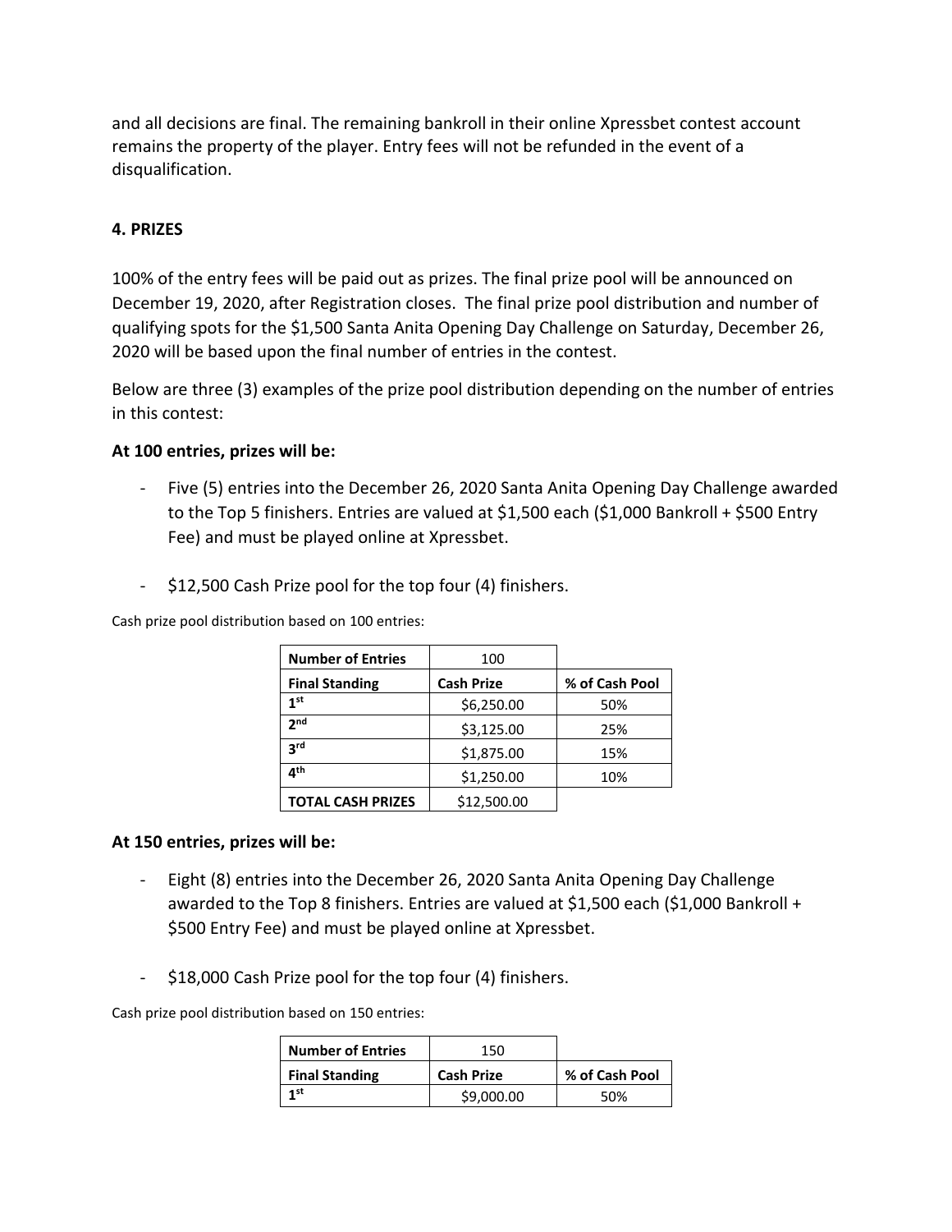and all decisions are final. The remaining bankroll in their online Xpressbet contest account remains the property of the player. Entry fees will not be refunded in the event of a disqualification.

### 4. PRIZES

100% of the entry fees will be paid out as prizes. The final prize pool will be announced on December 19, 2020, after Registration closes. The final prize pool distribution and number of qualifying spots for the $1,500 Santa Anita Opening Day Challenge on Saturday, December 26, 2020 will be based upon the final number of entries in the contest.

Below are three (3) examples of the prize pool distribution depending on the number of entries in this contest:

**At 100 entries, prizes will be:**

- Five (5) entries into the December 26, 2020 Santa Anita Opening Day Challenge awarded to the Top 5 finishers. Entries are valued at $1,500 each ($1,000 Bankroll + $500 Entry Fee) and must be played online at Xpressbet.

- $12,500 Cash Prize pool for the top four (4) finishers.

Cash prize pool distribution based on 100 entries:

| **Number of Entries** | 100 | |
|---|---|---|
| **Final Standing** | **Cash Prize** | **% of Cash Pool** |
| **1st** | $6,250.00 | 50% |
| **2nd** | $3,125.00 | 25% |
| **3rd** | $1,875.00 | 15% |
| **4th** | $1,250.00 | 10% |
| **TOTAL CASH PRIZES** | $12,500.00 | |

**At 150 entries, prizes will be:**

- Eight (8) entries into the December 26, 2020 Santa Anita Opening Day Challenge awarded to the Top 8 finishers. Entries are valued at $1,500 each ($1,000 Bankroll + $500 Entry Fee) and must be played online at Xpressbet.

- $18,000 Cash Prize pool for the top four (4) finishers.

Cash prize pool distribution based on 150 entries:

| **Number of Entries** | 150 | |
|---|---|---|
| **Final Standing** | **Cash Prize** | **% of Cash Pool** |
| **1st** | $9,000.00 | 50% |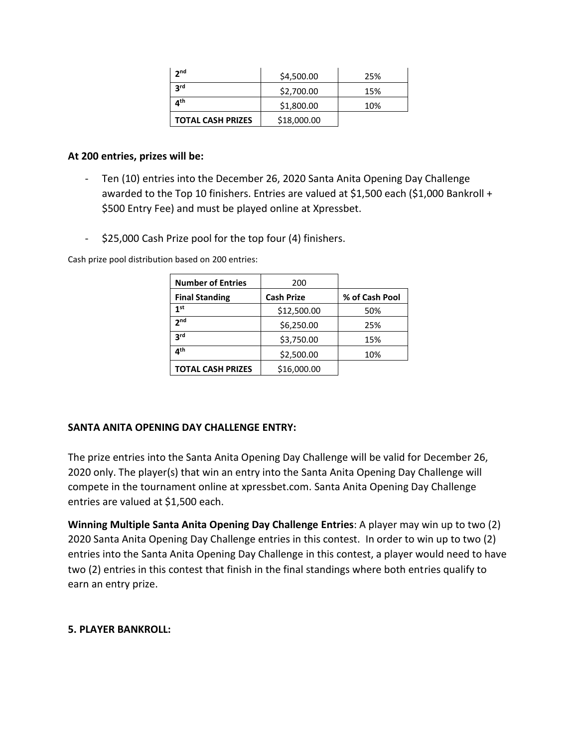| | | |
|---|---|---|
| 2nd | $4,500.00 | 25% |
| 3rd | $2,700.00 | 15% |
| 4th | $1,800.00 | 10% |
| **TOTAL CASH PRIZES** | $18,000.00 | |

**At 200 entries, prizes will be:**

- Ten (10) entries into the December 26, 2020 Santa Anita Opening Day Challenge awarded to the Top 10 finishers. Entries are valued at $1,500 each ($1,000 Bankroll + $500 Entry Fee) and must be played online at Xpressbet.

- $25,000 Cash Prize pool for the top four (4) finishers.

Cash prize pool distribution based on 200 entries:

| **Number of Entries** | 200 | |
|---|---|---|
| **Final Standing** | **Cash Prize** | **% of Cash Pool** |
| 1st | $12,500.00 | 50% |
| 2nd | $6,250.00 | 25% |
| 3rd | $3,750.00 | 15% |
| 4th | $2,500.00 | 10% |
| **TOTAL CASH PRIZES** | $16,000.00 | |

**SANTA ANITA OPENING DAY CHALLENGE ENTRY:**

The prize entries into the Santa Anita Opening Day Challenge will be valid for December 26, 2020 only. The player(s) that win an entry into the Santa Anita Opening Day Challenge will compete in the tournament online at xpressbet.com. Santa Anita Opening Day Challenge entries are valued at $1,500 each.

**Winning Multiple Santa Anita Opening Day Challenge Entries**: A player may win up to two (2) 2020 Santa Anita Opening Day Challenge entries in this contest. In order to win up to two (2) entries into the Santa Anita Opening Day Challenge in this contest, a player would need to have two (2) entries in this contest that finish in the final standings where both entries qualify to earn an entry prize.

**5. PLAYER BANKROLL:**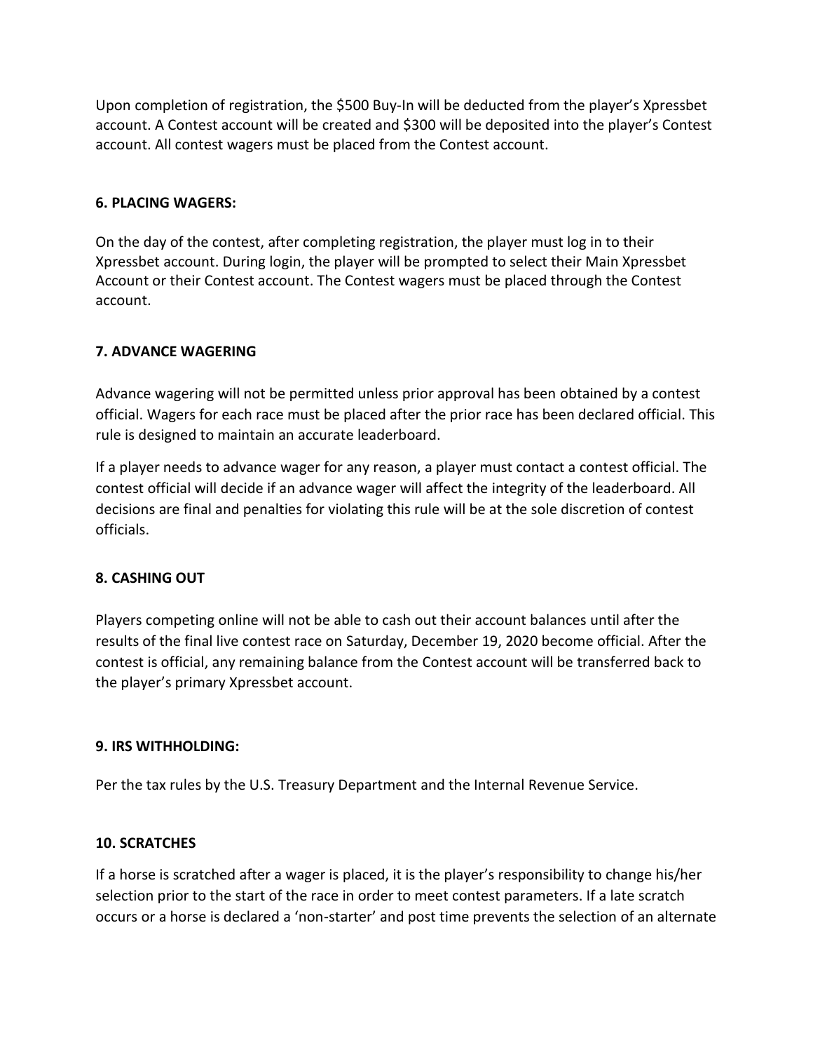Upon completion of registration, the $500 Buy-In will be deducted from the player's Xpressbet account. A Contest account will be created and $300 will be deposited into the player's Contest account. All contest wagers must be placed from the Contest account.

**6. PLACING WAGERS:**

On the day of the contest, after completing registration, the player must log in to their Xpressbet account. During login, the player will be prompted to select their Main Xpressbet Account or their Contest account. The Contest wagers must be placed through the Contest account.

**7. ADVANCE WAGERING**

Advance wagering will not be permitted unless prior approval has been obtained by a contest official. Wagers for each race must be placed after the prior race has been declared official. This rule is designed to maintain an accurate leaderboard.

If a player needs to advance wager for any reason, a player must contact a contest official. The contest official will decide if an advance wager will affect the integrity of the leaderboard. All decisions are final and penalties for violating this rule will be at the sole discretion of contest officials.

**8. CASHING OUT**

Players competing online will not be able to cash out their account balances until after the results of the final live contest race on Saturday, December 19, 2020 become official. After the contest is official, any remaining balance from the Contest account will be transferred back to the player's primary Xpressbet account.

**9. IRS WITHHOLDING:**

Per the tax rules by the U.S. Treasury Department and the Internal Revenue Service.

**10. SCRATCHES**

If a horse is scratched after a wager is placed, it is the player's responsibility to change his/her selection prior to the start of the race in order to meet contest parameters. If a late scratch occurs or a horse is declared a 'non-starter' and post time prevents the selection of an alternate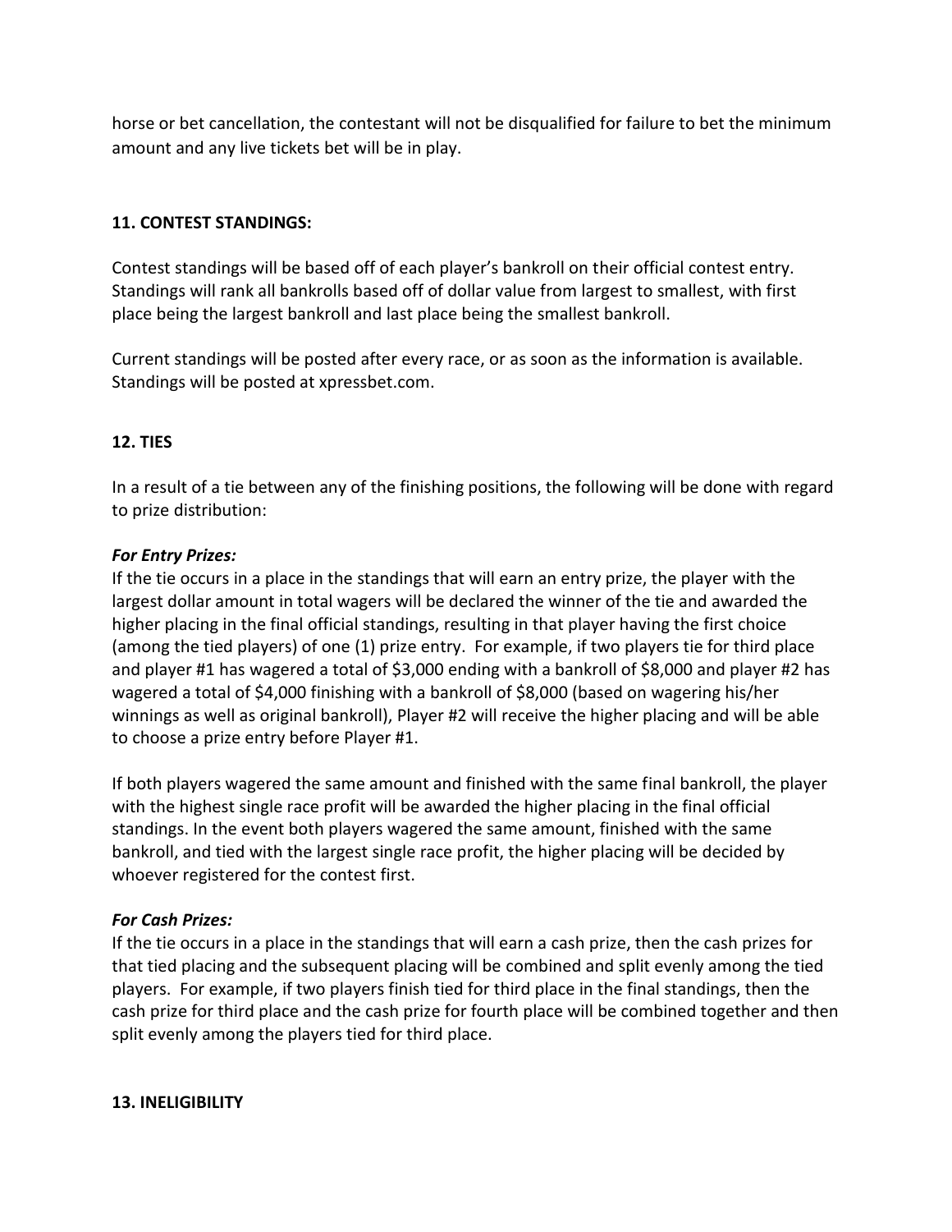horse or bet cancellation, the contestant will not be disqualified for failure to bet the minimum amount and any live tickets bet will be in play.

### 11. CONTEST STANDINGS:

Contest standings will be based off of each player's bankroll on their official contest entry. Standings will rank all bankrolls based off of dollar value from largest to smallest, with first place being the largest bankroll and last place being the smallest bankroll.

Current standings will be posted after every race, or as soon as the information is available. Standings will be posted at xpressbet.com.

### 12. TIES

In a result of a tie between any of the finishing positions, the following will be done with regard to prize distribution:

***For Entry Prizes:***
If the tie occurs in a place in the standings that will earn an entry prize, the player with the largest dollar amount in total wagers will be declared the winner of the tie and awarded the higher placing in the final official standings, resulting in that player having the first choice (among the tied players) of one (1) prize entry. For example, if two players tie for third place and player #1 has wagered a total of $3,000 ending with a bankroll of $8,000 and player #2 has wagered a total of $4,000 finishing with a bankroll of $8,000 (based on wagering his/her winnings as well as original bankroll), Player #2 will receive the higher placing and will be able to choose a prize entry before Player #1.

If both players wagered the same amount and finished with the same final bankroll, the player with the highest single race profit will be awarded the higher placing in the final official standings. In the event both players wagered the same amount, finished with the same bankroll, and tied with the largest single race profit, the higher placing will be decided by whoever registered for the contest first.

***For Cash Prizes:***
If the tie occurs in a place in the standings that will earn a cash prize, then the cash prizes for that tied placing and the subsequent placing will be combined and split evenly among the tied players. For example, if two players finish tied for third place in the final standings, then the cash prize for third place and the cash prize for fourth place will be combined together and then split evenly among the players tied for third place.

### 13. INELIGIBILITY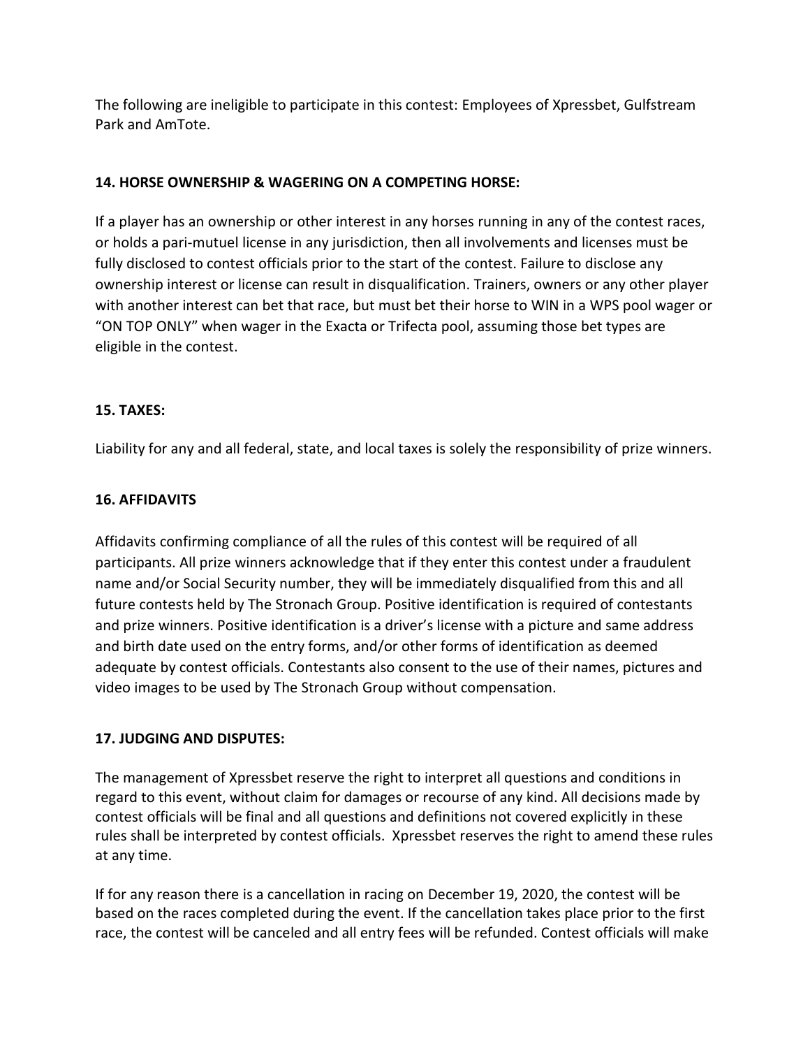The following are ineligible to participate in this contest: Employees of Xpressbet, Gulfstream Park and AmTote.

**14. HORSE OWNERSHIP & WAGERING ON A COMPETING HORSE:**

If a player has an ownership or other interest in any horses running in any of the contest races, or holds a pari-mutuel license in any jurisdiction, then all involvements and licenses must be fully disclosed to contest officials prior to the start of the contest. Failure to disclose any ownership interest or license can result in disqualification. Trainers, owners or any other player with another interest can bet that race, but must bet their horse to WIN in a WPS pool wager or "ON TOP ONLY" when wager in the Exacta or Trifecta pool, assuming those bet types are eligible in the contest.

**15. TAXES:**

Liability for any and all federal, state, and local taxes is solely the responsibility of prize winners.

**16. AFFIDAVITS**

Affidavits confirming compliance of all the rules of this contest will be required of all participants. All prize winners acknowledge that if they enter this contest under a fraudulent name and/or Social Security number, they will be immediately disqualified from this and all future contests held by The Stronach Group. Positive identification is required of contestants and prize winners. Positive identification is a driver's license with a picture and same address and birth date used on the entry forms, and/or other forms of identification as deemed adequate by contest officials. Contestants also consent to the use of their names, pictures and video images to be used by The Stronach Group without compensation.

**17. JUDGING AND DISPUTES:**

The management of Xpressbet reserve the right to interpret all questions and conditions in regard to this event, without claim for damages or recourse of any kind. All decisions made by contest officials will be final and all questions and definitions not covered explicitly in these rules shall be interpreted by contest officials. Xpressbet reserves the right to amend these rules at any time.

If for any reason there is a cancellation in racing on December 19, 2020, the contest will be based on the races completed during the event. If the cancellation takes place prior to the first race, the contest will be canceled and all entry fees will be refunded. Contest officials will make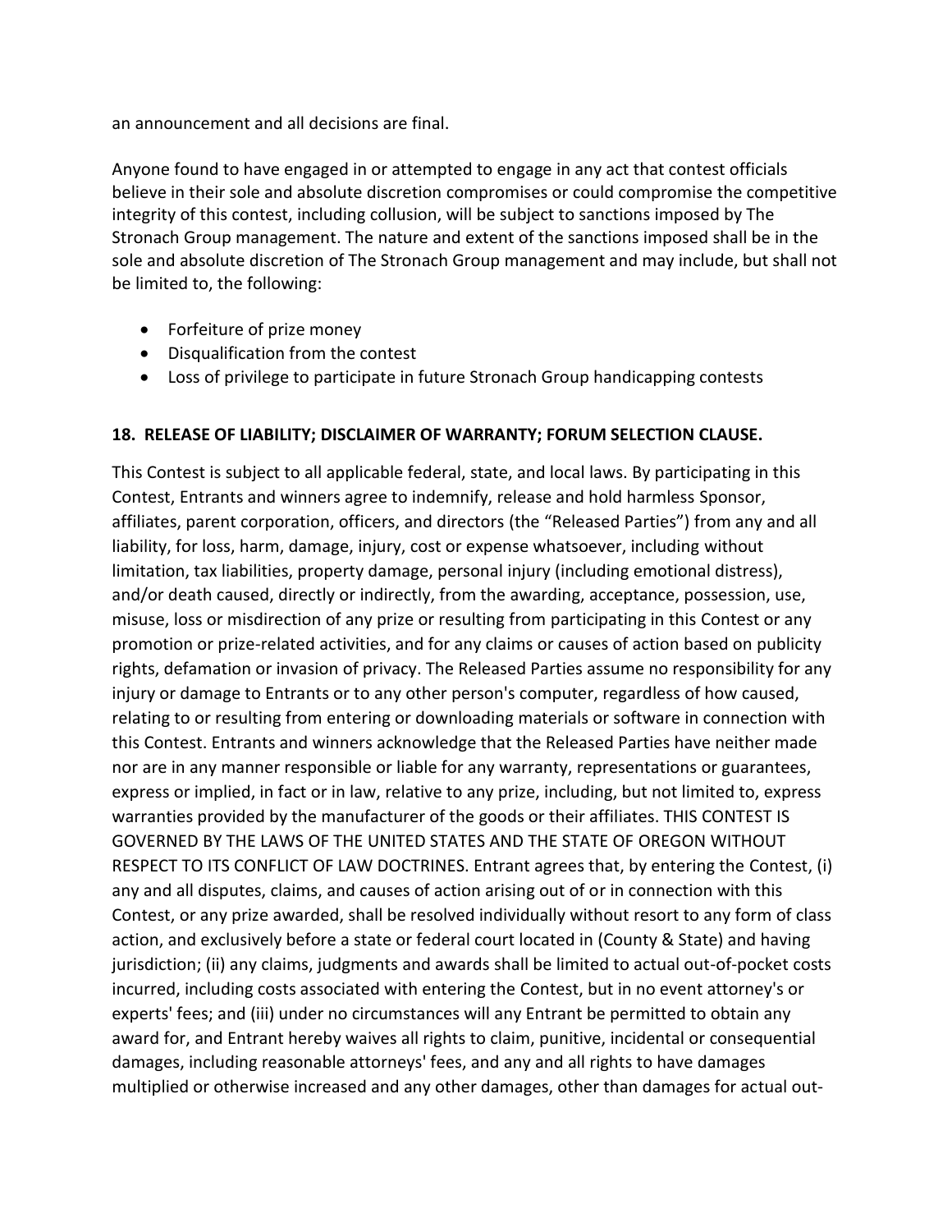an announcement and all decisions are final.

Anyone found to have engaged in or attempted to engage in any act that contest officials believe in their sole and absolute discretion compromises or could compromise the competitive integrity of this contest, including collusion, will be subject to sanctions imposed by The Stronach Group management. The nature and extent of the sanctions imposed shall be in the sole and absolute discretion of The Stronach Group management and may include, but shall not be limited to, the following:

- Forfeiture of prize money
- Disqualification from the contest
- Loss of privilege to participate in future Stronach Group handicapping contests

**18. RELEASE OF LIABILITY; DISCLAIMER OF WARRANTY; FORUM SELECTION CLAUSE.**

This Contest is subject to all applicable federal, state, and local laws. By participating in this Contest, Entrants and winners agree to indemnify, release and hold harmless Sponsor, affiliates, parent corporation, officers, and directors (the "Released Parties") from any and all liability, for loss, harm, damage, injury, cost or expense whatsoever, including without limitation, tax liabilities, property damage, personal injury (including emotional distress), and/or death caused, directly or indirectly, from the awarding, acceptance, possession, use, misuse, loss or misdirection of any prize or resulting from participating in this Contest or any promotion or prize-related activities, and for any claims or causes of action based on publicity rights, defamation or invasion of privacy. The Released Parties assume no responsibility for any injury or damage to Entrants or to any other person's computer, regardless of how caused, relating to or resulting from entering or downloading materials or software in connection with this Contest. Entrants and winners acknowledge that the Released Parties have neither made nor are in any manner responsible or liable for any warranty, representations or guarantees, express or implied, in fact or in law, relative to any prize, including, but not limited to, express warranties provided by the manufacturer of the goods or their affiliates. THIS CONTEST IS GOVERNED BY THE LAWS OF THE UNITED STATES AND THE STATE OF OREGON WITHOUT RESPECT TO ITS CONFLICT OF LAW DOCTRINES. Entrant agrees that, by entering the Contest, (i) any and all disputes, claims, and causes of action arising out of or in connection with this Contest, or any prize awarded, shall be resolved individually without resort to any form of class action, and exclusively before a state or federal court located in (County & State) and having jurisdiction; (ii) any claims, judgments and awards shall be limited to actual out-of-pocket costs incurred, including costs associated with entering the Contest, but in no event attorney's or experts' fees; and (iii) under no circumstances will any Entrant be permitted to obtain any award for, and Entrant hereby waives all rights to claim, punitive, incidental or consequential damages, including reasonable attorneys' fees, and any and all rights to have damages multiplied or otherwise increased and any other damages, other than damages for actual out-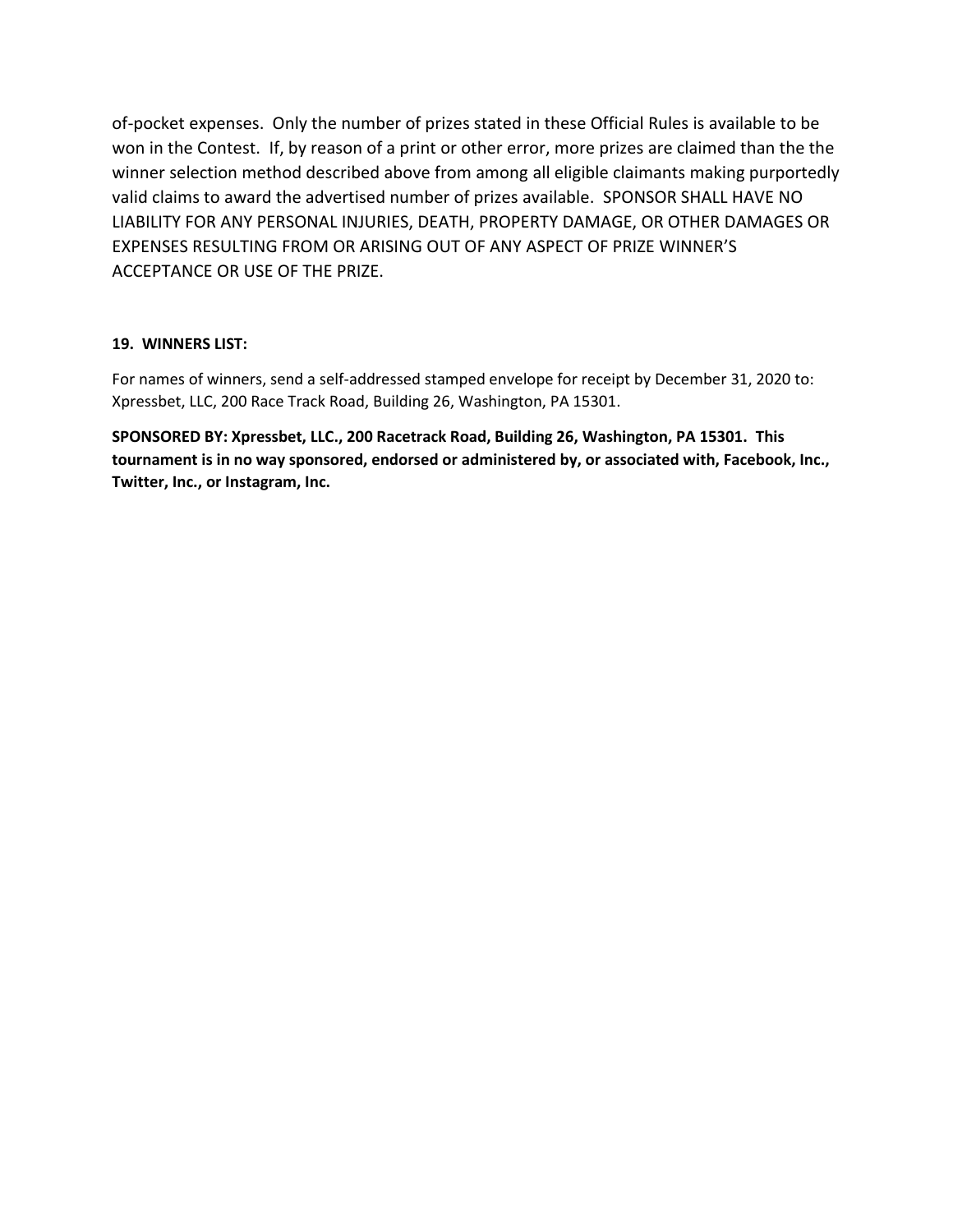of-pocket expenses. Only the number of prizes stated in these Official Rules is available to be won in the Contest. If, by reason of a print or other error, more prizes are claimed than the the winner selection method described above from among all eligible claimants making purportedly valid claims to award the advertised number of prizes available. SPONSOR SHALL HAVE NO LIABILITY FOR ANY PERSONAL INJURIES, DEATH, PROPERTY DAMAGE, OR OTHER DAMAGES OR EXPENSES RESULTING FROM OR ARISING OUT OF ANY ASPECT OF PRIZE WINNER'S ACCEPTANCE OR USE OF THE PRIZE.

**19. WINNERS LIST:**

For names of winners, send a self-addressed stamped envelope for receipt by December 31, 2020 to: Xpressbet, LLC, 200 Race Track Road, Building 26, Washington, PA 15301.

**SPONSORED BY: Xpressbet, LLC., 200 Racetrack Road, Building 26, Washington, PA 15301. This tournament is in no way sponsored, endorsed or administered by, or associated with, Facebook, Inc., Twitter, Inc., or Instagram, Inc.**